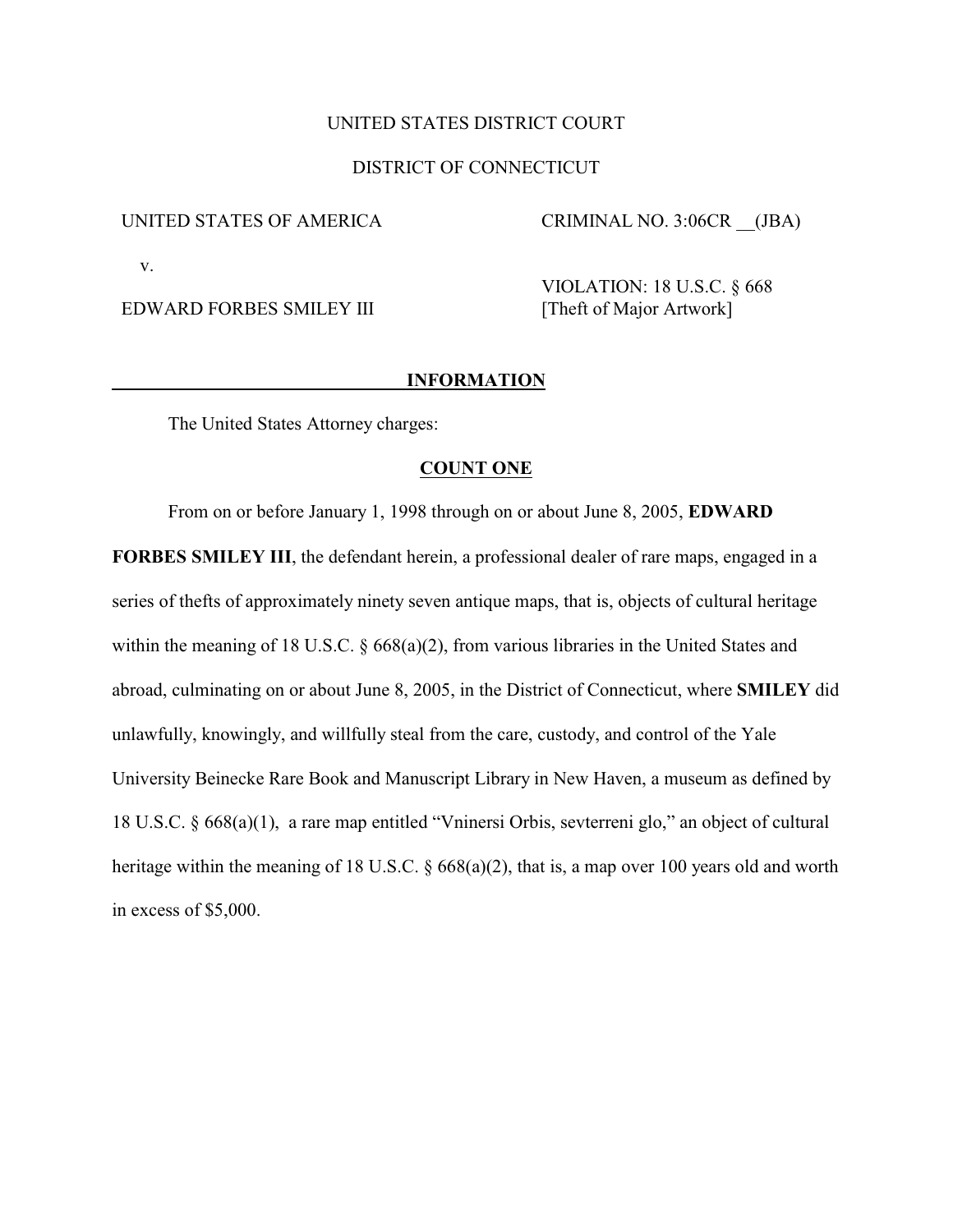UNITED STATES DISTRICT COURT

DISTRICT OF CONNECTICUT

UNITED STATES OF AMERICA &nbsp;&nbsp;&nbsp;&nbsp;&nbsp;&nbsp;&nbsp;&nbsp;&nbsp;&nbsp;&nbsp;&nbsp; CRIMINAL NO. 3:06CR __(JBA)

v.

EDWARD FORBES SMILEY III &nbsp;&nbsp;&nbsp;&nbsp;&nbsp;&nbsp;&nbsp;&nbsp;&nbsp;&nbsp;&nbsp;&nbsp; VIOLATION: 18 U.S.C. § 668
[Theft of Major Artwork]

**INFORMATION**

The United States Attorney charges:

**COUNT ONE**

From on or before January 1, 1998 through on or about June 8, 2005, **EDWARD FORBES SMILEY III**, the defendant herein, a professional dealer of rare maps, engaged in a series of thefts of approximately ninety seven antique maps, that is, objects of cultural heritage within the meaning of 18 U.S.C. § 668(a)(2), from various libraries in the United States and abroad, culminating on or about June 8, 2005, in the District of Connecticut, where **SMILEY** did unlawfully, knowingly, and willfully steal from the care, custody, and control of the Yale University Beinecke Rare Book and Manuscript Library in New Haven, a museum as defined by 18 U.S.C. § 668(a)(1), a rare map entitled "Vninersi Orbis, sevterreni glo," an object of cultural heritage within the meaning of 18 U.S.C. § 668(a)(2), that is, a map over 100 years old and worth in excess of $5,000.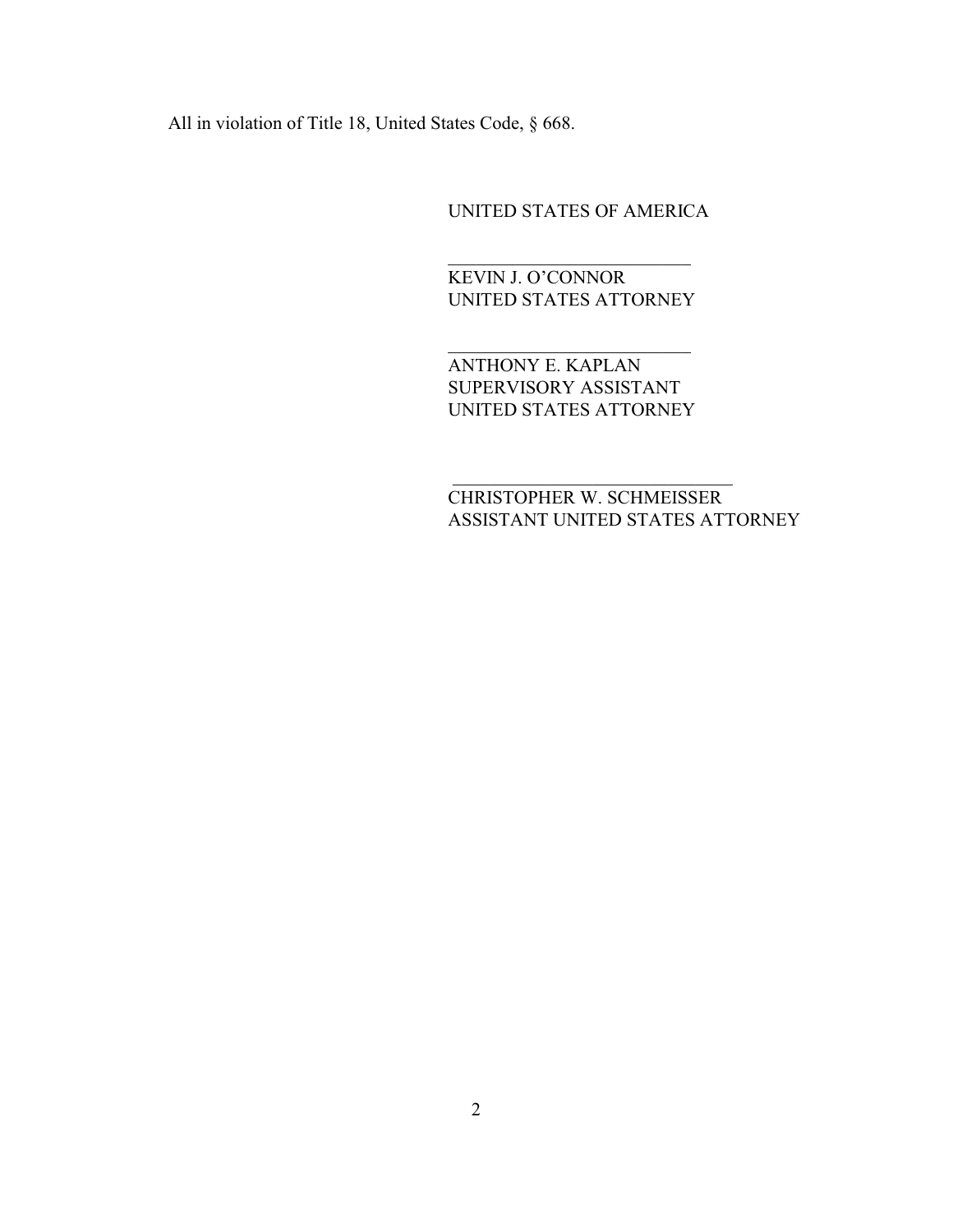All in violation of Title 18, United States Code, § 668.

UNITED STATES OF AMERICA

\_\_\_\_\_\_\_\_\_\_\_\_\_\_\_\_\_\_\_\_\_\_\_\_\_\_
KEVIN J. O'CONNOR
UNITED STATES ATTORNEY

\_\_\_\_\_\_\_\_\_\_\_\_\_\_\_\_\_\_\_\_\_\_\_\_\_\_
ANTHONY E. KAPLAN
SUPERVISORY ASSISTANT
UNITED STATES ATTORNEY

\_\_\_\_\_\_\_\_\_\_\_\_\_\_\_\_\_\_\_\_\_\_\_\_\_\_\_\_\_\_
CHRISTOPHER W. SCHMEISSER
ASSISTANT UNITED STATES ATTORNEY